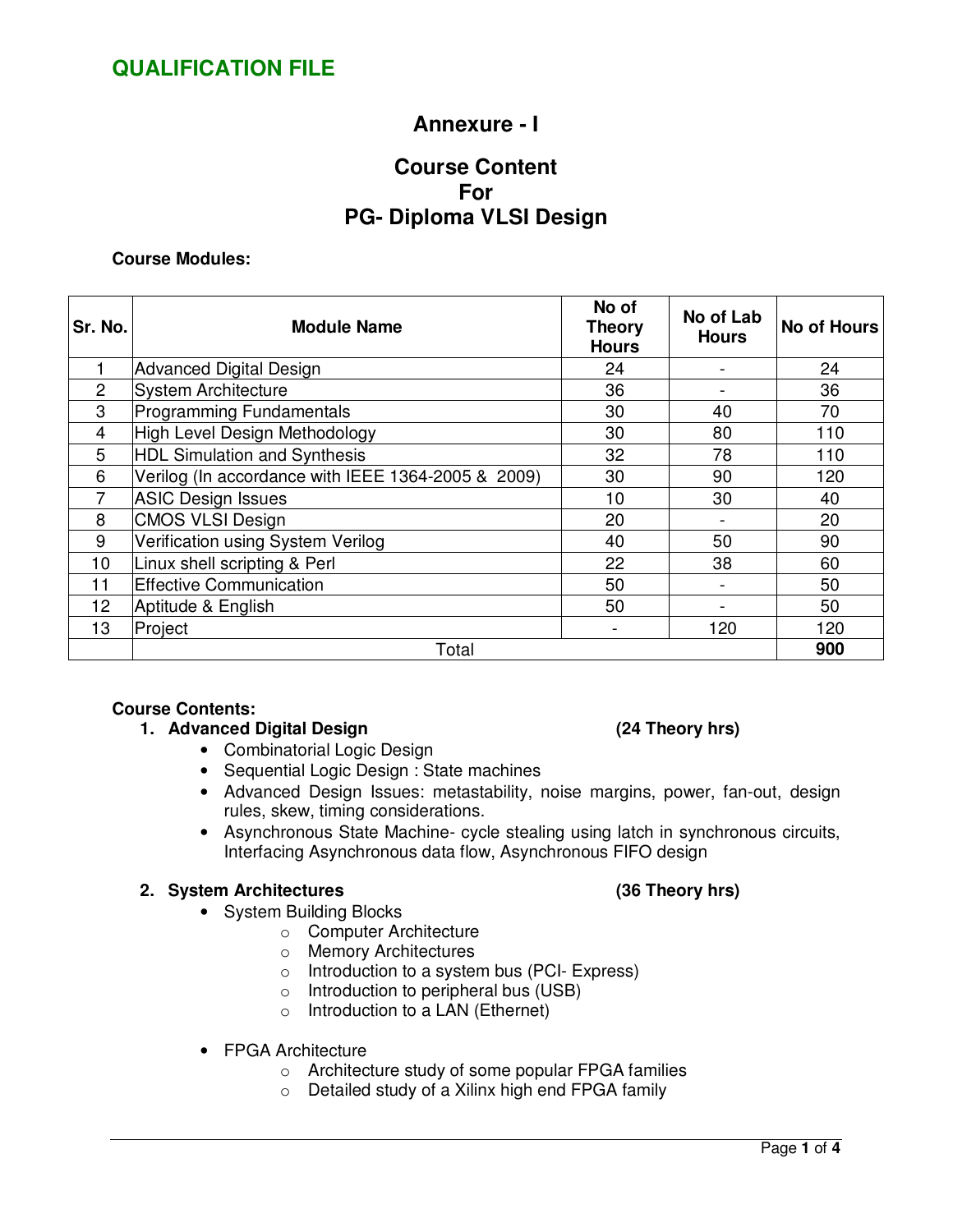## QUALIFICATION FILE

# Annexure - I

# Course Content For PG- Diploma VLSI Design

**Course Modules:**

| Sr. No. | Module Name | No of Theory Hours | No of Lab Hours | No of Hours |
|---|---|---|---|---|
| 1 | Advanced Digital Design | 24 | - | 24 |
| 2 | System Architecture | 36 | - | 36 |
| 3 | Programming Fundamentals | 30 | 40 | 70 |
| 4 | High Level Design Methodology | 30 | 80 | 110 |
| 5 | HDL Simulation and Synthesis | 32 | 78 | 110 |
| 6 | Verilog (In accordance with IEEE 1364-2005 & 2009) | 30 | 90 | 120 |
| 7 | ASIC Design Issues | 10 | 30 | 40 |
| 8 | CMOS VLSI Design | 20 | - | 20 |
| 9 | Verification using System Verilog | 40 | 50 | 90 |
| 10 | Linux shell scripting & Perl | 22 | 38 | 60 |
| 11 | Effective Communication | 50 | - | 50 |
| 12 | Aptitude & English | 50 | - | 50 |
| 13 | Project | - | 120 | 120 |
| | Total | | | **900** |

**Course Contents:**

1. **Advanced Digital Design** **(24 Theory hrs)**
   - Combinatorial Logic Design
   - Sequential Logic Design : State machines
   - Advanced Design Issues: metastability, noise margins, power, fan-out, design rules, skew, timing considerations.
   - Asynchronous State Machine- cycle stealing using latch in synchronous circuits, Interfacing Asynchronous data flow, Asynchronous FIFO design

2. **System Architectures** **(36 Theory hrs)**
   - System Building Blocks
     - Computer Architecture
     - Memory Architectures
     - Introduction to a system bus (PCI- Express)
     - Introduction to peripheral bus (USB)
     - Introduction to a LAN (Ethernet)
   - FPGA Architecture
     - Architecture study of some popular FPGA families
     - Detailed study of a Xilinx high end FPGA family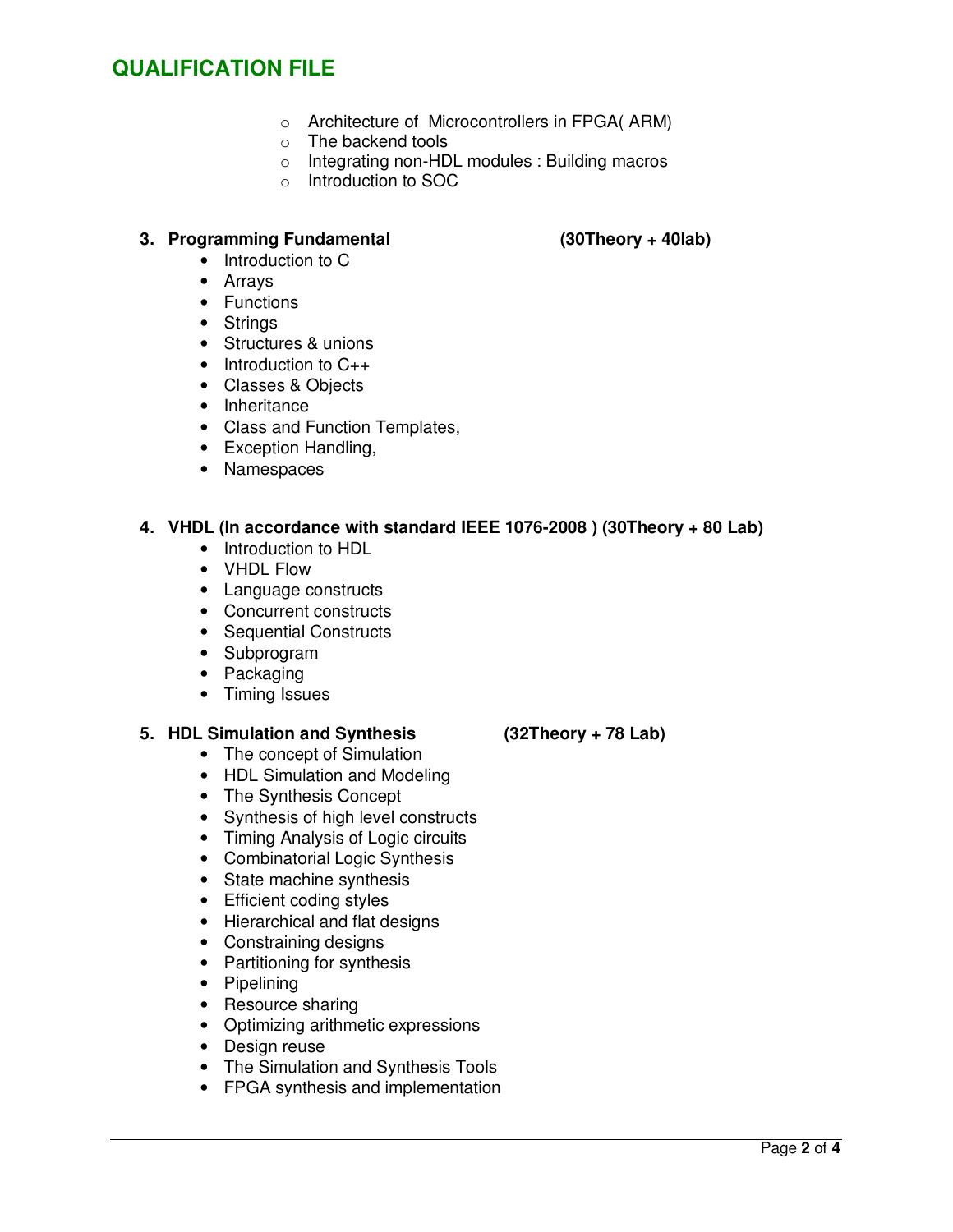- Architecture of  Microcontrollers in FPGA( ARM)
- The backend tools
- Integrating non-HDL modules : Building macros
- Introduction to SOC

### 3. Programming Fundamental (30Theory + 40lab)

- Introduction to C
- Arrays
- Functions
- Strings
- Structures & unions
- Introduction to C++
- Classes & Objects
- Inheritance
- Class and Function Templates,
- Exception Handling,
- Namespaces

### 4. VHDL (In accordance with standard IEEE 1076-2008 ) (30Theory + 80 Lab)

- Introduction to HDL
- VHDL Flow
- Language constructs
- Concurrent constructs
- Sequential Constructs
- Subprogram
- Packaging
- Timing Issues

### 5. HDL Simulation and Synthesis (32Theory + 78 Lab)

- The concept of Simulation
- HDL Simulation and Modeling
- The Synthesis Concept
- Synthesis of high level constructs
- Timing Analysis of Logic circuits
- Combinatorial Logic Synthesis
- State machine synthesis
- Efficient coding styles
- Hierarchical and flat designs
- Constraining designs
- Partitioning for synthesis
- Pipelining
- Resource sharing
- Optimizing arithmetic expressions
- Design reuse
- The Simulation and Synthesis Tools
- FPGA synthesis and implementation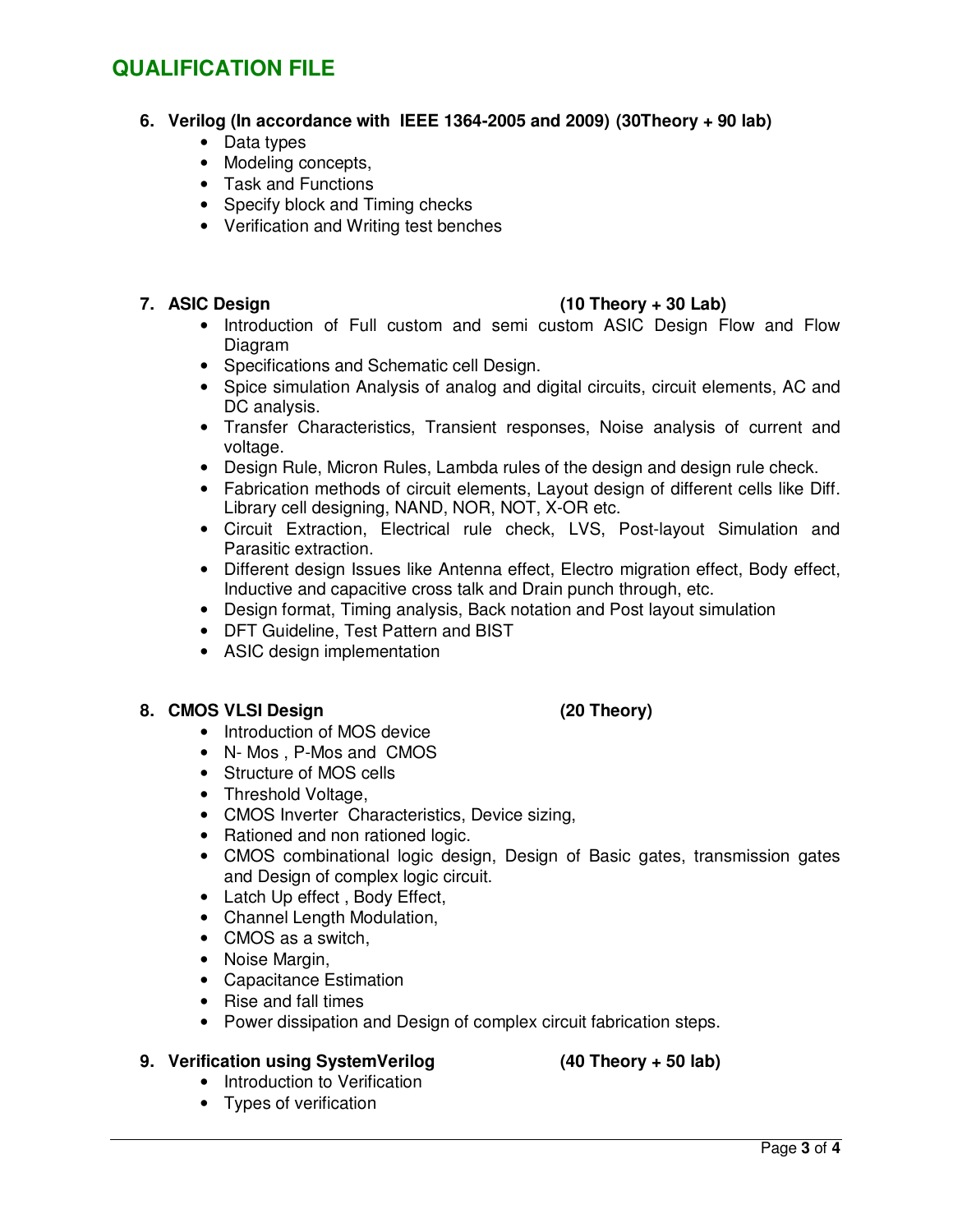## QUALIFICATION FILE

6. **Verilog (In accordance with IEEE 1364-2005 and 2009) (30Theory + 90 lab)**
    - Data types
    - Modeling concepts,
    - Task and Functions
    - Specify block and Timing checks
    - Verification and Writing test benches

7. **ASIC Design (10 Theory + 30 Lab)**
    - Introduction of Full custom and semi custom ASIC Design Flow and Flow Diagram
    - Specifications and Schematic cell Design.
    - Spice simulation Analysis of analog and digital circuits, circuit elements, AC and DC analysis.
    - Transfer Characteristics, Transient responses, Noise analysis of current and voltage.
    - Design Rule, Micron Rules, Lambda rules of the design and design rule check.
    - Fabrication methods of circuit elements, Layout design of different cells like Diff. Library cell designing, NAND, NOR, NOT, X-OR etc.
    - Circuit Extraction, Electrical rule check, LVS, Post-layout Simulation and Parasitic extraction.
    - Different design Issues like Antenna effect, Electro migration effect, Body effect, Inductive and capacitive cross talk and Drain punch through, etc.
    - Design format, Timing analysis, Back notation and Post layout simulation
    - DFT Guideline, Test Pattern and BIST
    - ASIC design implementation

8. **CMOS VLSI Design (20 Theory)**
    - Introduction of MOS device
    - N- Mos , P-Mos and CMOS
    - Structure of MOS cells
    - Threshold Voltage,
    - CMOS Inverter Characteristics, Device sizing,
    - Rationed and non rationed logic.
    - CMOS combinational logic design, Design of Basic gates, transmission gates and Design of complex logic circuit.
    - Latch Up effect , Body Effect,
    - Channel Length Modulation,
    - CMOS as a switch,
    - Noise Margin,
    - Capacitance Estimation
    - Rise and fall times
    - Power dissipation and Design of complex circuit fabrication steps.

9. **Verification using SystemVerilog (40 Theory + 50 lab)**
    - Introduction to Verification
    - Types of verification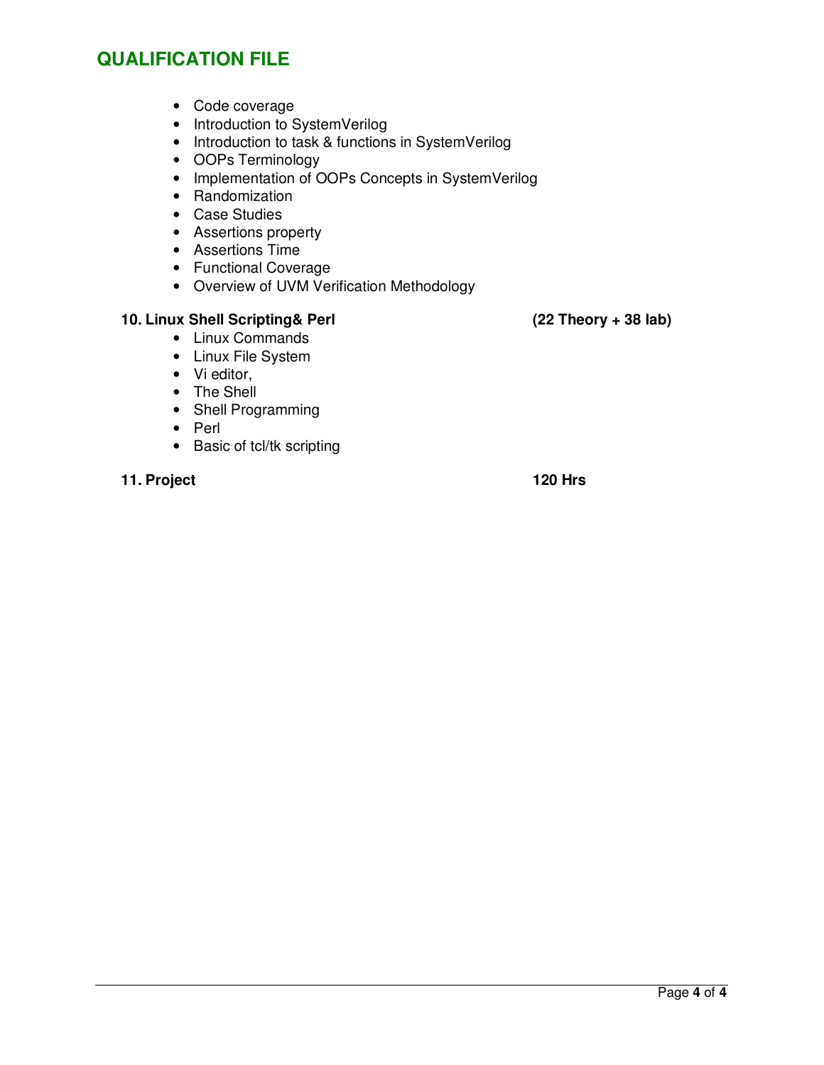## QUALIFICATION FILE

- Code coverage
- Introduction to SystemVerilog
- Introduction to task & functions in SystemVerilog
- OOPs Terminology
- Implementation of OOPs Concepts in SystemVerilog
- Randomization
- Case Studies
- Assertions property
- Assertions Time
- Functional Coverage
- Overview of UVM Verification Methodology

### 10. Linux Shell Scripting& Perl (22 Theory + 38 lab)

- Linux Commands
- Linux File System
- Vi editor,
- The Shell
- Shell Programming
- Perl
- Basic of tcl/tk scripting

### 11. Project 120 Hrs